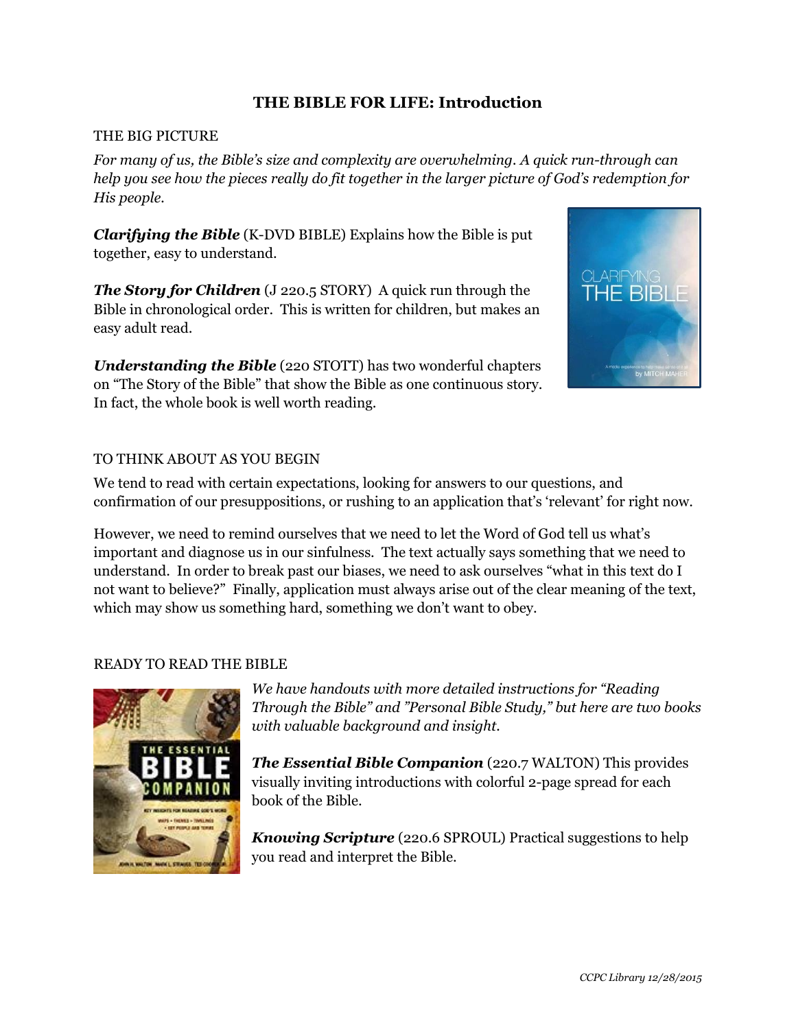# THE BIBLE FOR LIFE: Introduction

## THE BIG PICTURE

*For many of us, the Bible's size and complexity are overwhelming. A quick run-through can help you see how the pieces really do fit together in the larger picture of God's redemption for His people.*

***Clarifying the Bible*** (K-DVD BIBLE) Explains how the Bible is put together, easy to understand.

***The Story for Children*** (J 220.5 STORY) A quick run through the Bible in chronological order. This is written for children, but makes an easy adult read.

***Understanding the Bible*** (220 STOTT) has two wonderful chapters on "The Story of the Bible" that show the Bible as one continuous story. In fact, the whole book is well worth reading.

## TO THINK ABOUT AS YOU BEGIN

We tend to read with certain expectations, looking for answers to our questions, and confirmation of our presuppositions, or rushing to an application that's 'relevant' for right now.

However, we need to remind ourselves that we need to let the Word of God tell us what's important and diagnose us in our sinfulness. The text actually says something that we need to understand. In order to break past our biases, we need to ask ourselves "what in this text do I not want to believe?" Finally, application must always arise out of the clear meaning of the text, which may show us something hard, something we don't want to obey.

## READY TO READ THE BIBLE

*We have handouts with more detailed instructions for "Reading Through the Bible" and "Personal Bible Study," but here are two books with valuable background and insight.*

***The Essential Bible Companion*** (220.7 WALTON) This provides visually inviting introductions with colorful 2-page spread for each book of the Bible.

***Knowing Scripture*** (220.6 SPROUL) Practical suggestions to help you read and interpret the Bible.

*CCPC Library 12/28/2015*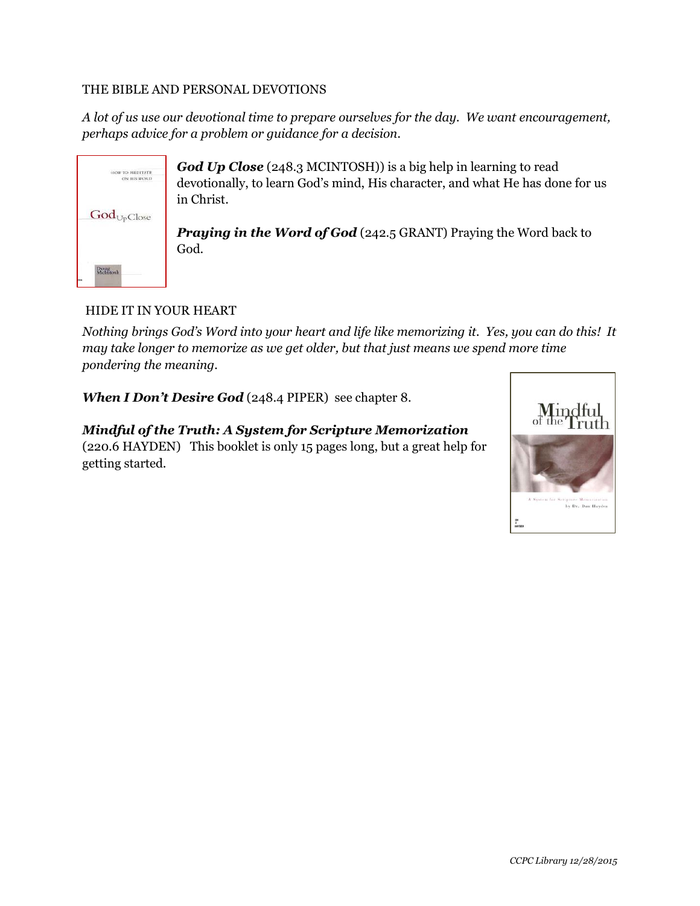THE BIBLE AND PERSONAL DEVOTIONS

*A lot of us use our devotional time to prepare ourselves for the day. We want encouragement, perhaps advice for a problem or guidance for a decision.*

***God Up Close*** (248.3 MCINTOSH)) is a big help in learning to read devotionally, to learn God's mind, His character, and what He has done for us in Christ.

***Praying in the Word of God*** (242.5 GRANT) Praying the Word back to God.

HIDE IT IN YOUR HEART

*Nothing brings God's Word into your heart and life like memorizing it. Yes, you can do this! It may take longer to memorize as we get older, but that just means we spend more time pondering the meaning.*

***When I Don't Desire God*** (248.4 PIPER) see chapter 8.

***Mindful of the Truth: A System for Scripture Memorization*** (220.6 HAYDEN) This booklet is only 15 pages long, but a great help for getting started.

*CCPC Library 12/28/2015*